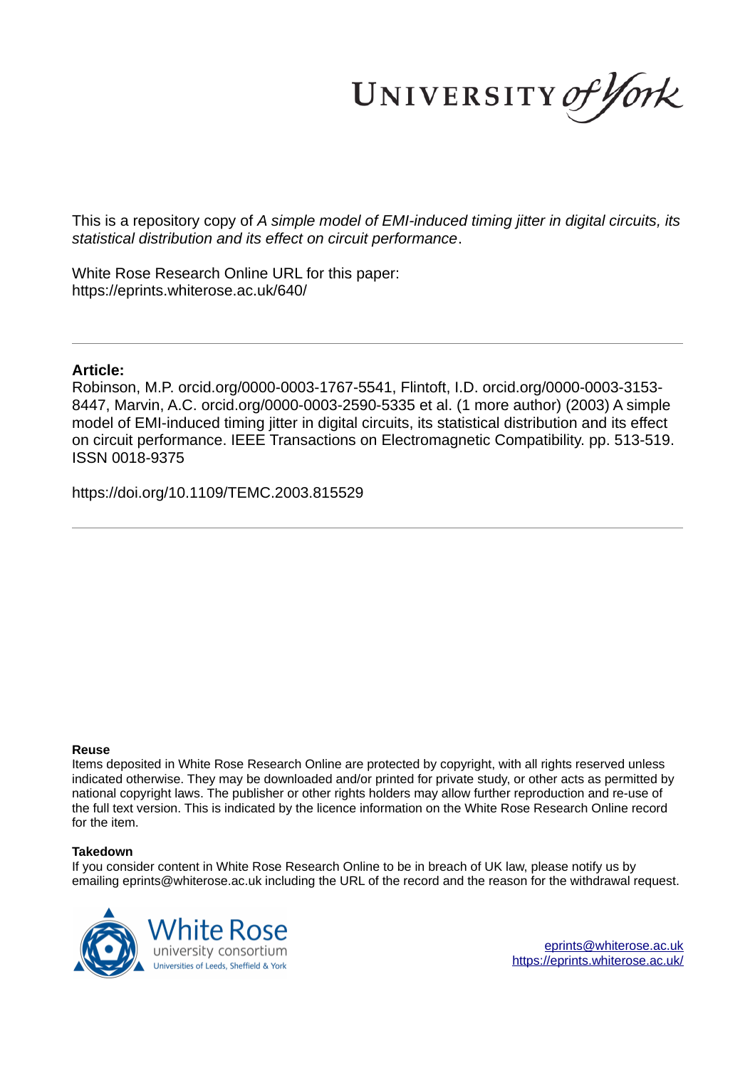This is a repository copy of *A simple model of EMI-induced timing jitter in digital circuits, its statistical distribution and its effect on circuit performance*.

White Rose Research Online URL for this paper:
https://eprints.whiterose.ac.uk/640/

**Article:**

Robinson, M.P. orcid.org/0000-0003-1767-5541, Flintoft, I.D. orcid.org/0000-0003-3153-8447, Marvin, A.C. orcid.org/0000-0003-2590-5335 et al. (1 more author) (2003) A simple model of EMI-induced timing jitter in digital circuits, its statistical distribution and its effect on circuit performance. IEEE Transactions on Electromagnetic Compatibility. pp. 513-519. ISSN 0018-9375

https://doi.org/10.1109/TEMC.2003.815529

**Reuse**

Items deposited in White Rose Research Online are protected by copyright, with all rights reserved unless indicated otherwise. They may be downloaded and/or printed for private study, or other acts as permitted by national copyright laws. The publisher or other rights holders may allow further reproduction and re-use of the full text version. This is indicated by the licence information on the White Rose Research Online record for the item.

**Takedown**

If you consider content in White Rose Research Online to be in breach of UK law, please notify us by emailing eprints@whiterose.ac.uk including the URL of the record and the reason for the withdrawal request.

eprints@whiterose.ac.uk
https://eprints.whiterose.ac.uk/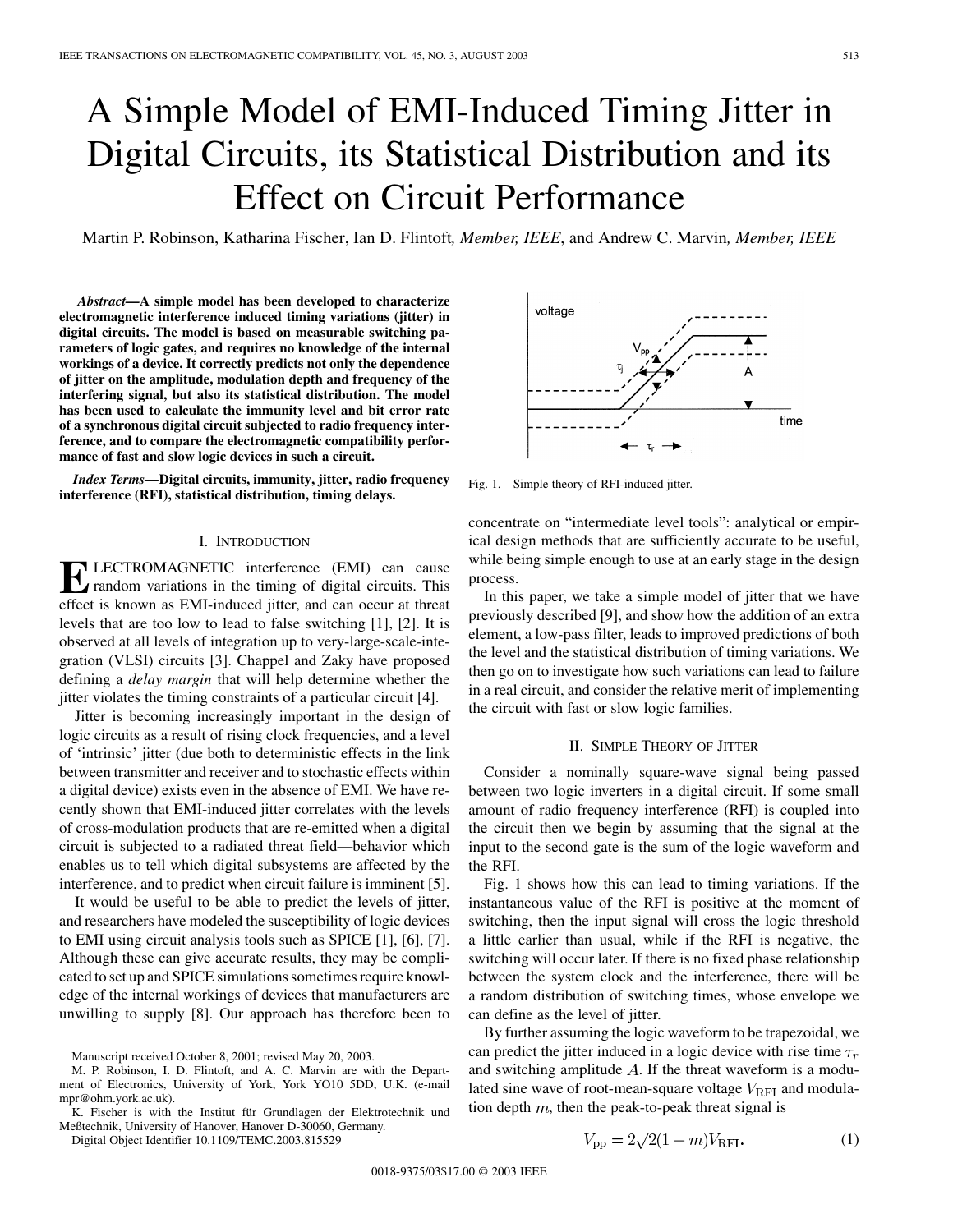# A Simple Model of EMI-Induced Timing Jitter in Digital Circuits, its Statistical Distribution and its Effect on Circuit Performance

Martin P. Robinson, Katharina Fischer, Ian D. Flintoft, *Member, IEEE*, and Andrew C. Marvin, *Member, IEEE*

***Abstract*—A simple model has been developed to characterize electromagnetic interference induced timing variations (jitter) in digital circuits. The model is based on measurable switching parameters of logic gates, and requires no knowledge of the internal workings of a device. It correctly predicts not only the dependence of jitter on the amplitude, modulation depth and frequency of the interfering signal, but also its statistical distribution. The model has been used to calculate the immunity level and bit error rate of a synchronous digital circuit subjected to radio frequency interference, and to compare the electromagnetic compatibility performance of fast and slow logic devices in such a circuit.**

***Index Terms*—Digital circuits, immunity, jitter, radio frequency interference (RFI), statistical distribution, timing delays.**

## I. Introduction

ELECTROMAGNETIC interference (EMI) can cause random variations in the timing of digital circuits. This effect is known as EMI-induced jitter, and can occur at threat levels that are too low to lead to false switching [1], [2]. It is observed at all levels of integration up to very-large-scale-integration (VLSI) circuits [3]. Chappel and Zaky have proposed defining a *delay margin* that will help determine whether the jitter violates the timing constraints of a particular circuit [4].

Jitter is becoming increasingly important in the design of logic circuits as a result of rising clock frequencies, and a level of 'intrinsic' jitter (due both to deterministic effects in the link between transmitter and receiver and to stochastic effects within a digital device) exists even in the absence of EMI. We have recently shown that EMI-induced jitter correlates with the levels of cross-modulation products that are re-emitted when a digital circuit is subjected to a radiated threat field—behavior which enables us to tell which digital subsystems are affected by the interference, and to predict when circuit failure is imminent [5].

It would be useful to be able to predict the levels of jitter, and researchers have modeled the susceptibility of logic devices to EMI using circuit analysis tools such as SPICE [1], [6], [7]. Although these can give accurate results, they may be complicated to set up and SPICE simulations sometimes require knowledge of the internal workings of devices that manufacturers are unwilling to supply [8]. Our approach has therefore been to concentrate on "intermediate level tools": analytical or empirical design methods that are sufficiently accurate to be useful, while being simple enough to use at an early stage in the design process.

In this paper, we take a simple model of jitter that we have previously described [9], and show how the addition of an extra element, a low-pass filter, leads to improved predictions of both the level and the statistical distribution of timing variations. We then go on to investigate how such variations can lead to failure in a real circuit, and consider the relative merit of implementing the circuit with fast or slow logic families.

Manuscript received October 8, 2001; revised May 20, 2003.

M. P. Robinson, I. D. Flintoft, and A. C. Marvin are with the Department of Electronics, University of York, York YO10 5DD, U.K. (e-mail mpr@ohm.york.ac.uk).

K. Fischer is with the Institut für Grundlagen der Elektrotechnik und Meßtechnik, University of Hanover, Hanover D-30060, Germany.

Digital Object Identifier 10.1109/TEMC.2003.815529

Fig. 1. Simple theory of RFI-induced jitter.

## II. Simple Theory of Jitter

Consider a nominally square-wave signal being passed between two logic inverters in a digital circuit. If some small amount of radio frequency interference (RFI) is coupled into the circuit then we begin by assuming that the signal at the input to the second gate is the sum of the logic waveform and the RFI.

Fig. 1 shows how this can lead to timing variations. If the instantaneous value of the RFI is positive at the moment of switching, then the input signal will cross the logic threshold a little earlier than usual, while if the RFI is negative, the switching will occur later. If there is no fixed phase relationship between the system clock and the interference, there will be a random distribution of switching times, whose envelope we can define as the level of jitter.

By further assuming the logic waveform to be trapezoidal, we can predict the jitter induced in a logic device with rise time $\tau_r$ and switching amplitude $A$. If the threat waveform is a modulated sine wave of root-mean-square voltage $V_{\mathrm{RFI}}$ and modulation depth $m$, then the peak-to-peak threat signal is

$$V_{\mathrm{pp}} = 2\sqrt{2}(1+m)V_{\mathrm{RFI}}. \tag{1}$$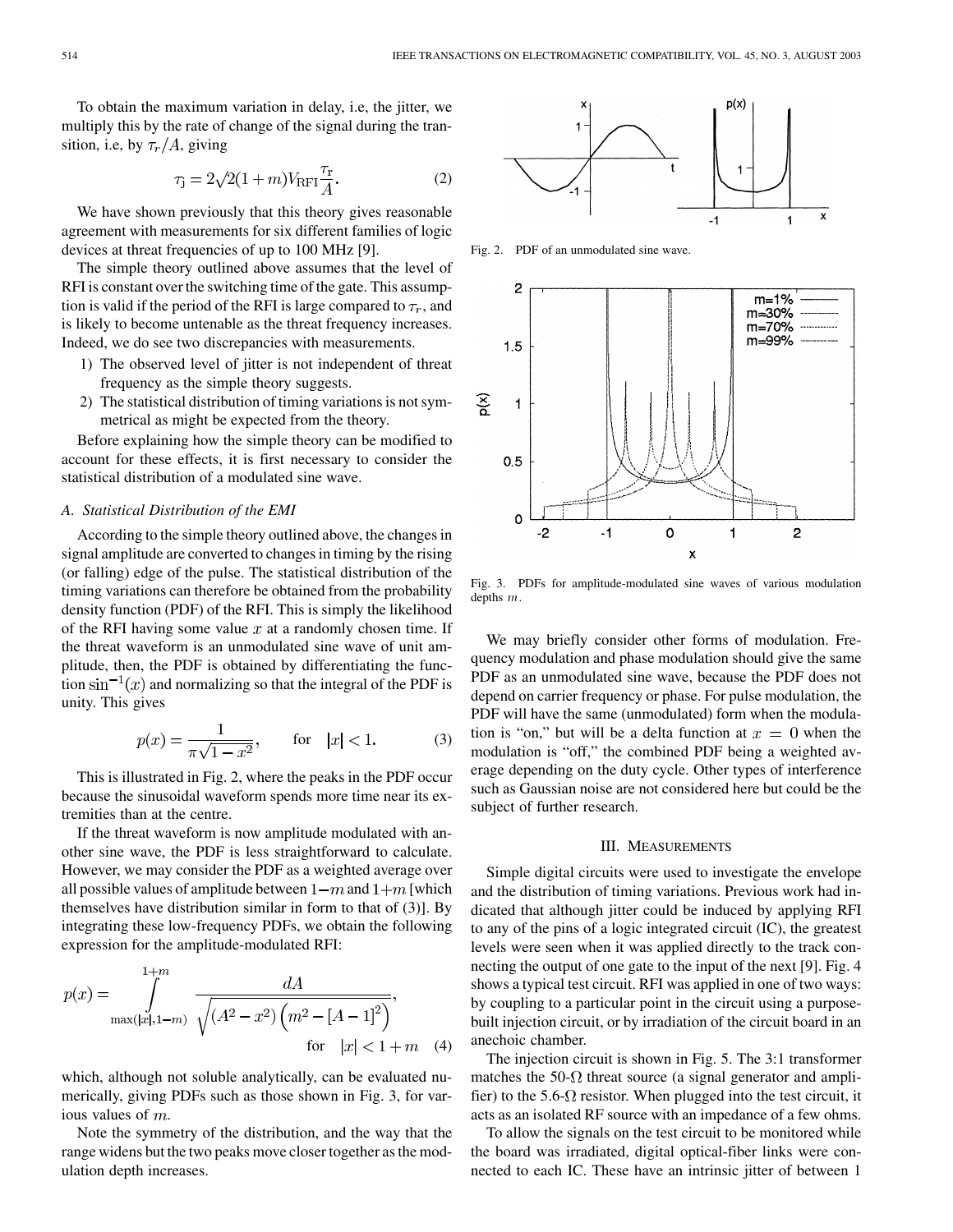To obtain the maximum variation in delay, i.e, the jitter, we multiply this by the rate of change of the signal during the transition, i.e, by $\tau_r/A$, giving

$$\tau_{\rm j} = 2\sqrt{2}(1+m)V_{\rm RFI}\frac{\tau_{\rm r}}{A}. \quad (2)$$

We have shown previously that this theory gives reasonable agreement with measurements for six different families of logic devices at threat frequencies of up to 100 MHz [9].

The simple theory outlined above assumes that the level of RFI is constant over the switching time of the gate. This assumption is valid if the period of the RFI is large compared to $\tau_r$, and is likely to become untenable as the threat frequency increases. Indeed, we do see two discrepancies with measurements.

1) The observed level of jitter is not independent of threat frequency as the simple theory suggests.
2) The statistical distribution of timing variations is not symmetrical as might be expected from the theory.

Before explaining how the simple theory can be modified to account for these effects, it is first necessary to consider the statistical distribution of a modulated sine wave.

### A. Statistical Distribution of the EMI

According to the simple theory outlined above, the changes in signal amplitude are converted to changes in timing by the rising (or falling) edge of the pulse. The statistical distribution of the timing variations can therefore be obtained from the probability density function (PDF) of the RFI. This is simply the likelihood of the RFI having some value $x$ at a randomly chosen time. If the threat waveform is an unmodulated sine wave of unit amplitude, then, the PDF is obtained by differentiating the function $\sin^{-1}(x)$ and normalizing so that the integral of the PDF is unity. This gives

$$p(x) = \frac{1}{\pi\sqrt{1-x^2}}, \qquad \text{for} \quad |x| < 1. \quad (3)$$

This is illustrated in Fig. 2, where the peaks in the PDF occur because the sinusoidal waveform spends more time near its extremities than at the centre.

If the threat waveform is now amplitude modulated with another sine wave, the PDF is less straightforward to calculate. However, we may consider the PDF as a weighted average over all possible values of amplitude between $1-m$ and $1+m$ [which themselves have distribution similar in form to that of (3)]. By integrating these low-frequency PDFs, we obtain the following expression for the amplitude-modulated RFI:

$$p(x) = \int_{\max(|x|, 1-m)}^{1+m} \frac{dA}{\sqrt{(A^2 - x^2)\left(m^2 - [A-1]^2\right)}}, \qquad \text{for} \quad |x| < 1+m \quad (4)$$

which, although not soluble analytically, can be evaluated numerically, giving PDFs such as those shown in Fig. 3, for various values of $m$.

Note the symmetry of the distribution, and the way that the range widens but the two peaks move closer together as the modulation depth increases.

Fig. 2. PDF of an unmodulated sine wave.

Fig. 3. PDFs for amplitude-modulated sine waves of various modulation depths $m$.

We may briefly consider other forms of modulation. Frequency modulation and phase modulation should give the same PDF as an unmodulated sine wave, because the PDF does not depend on carrier frequency or phase. For pulse modulation, the PDF will have the same (unmodulated) form when the modulation is "on," but will be a delta function at $x = 0$ when the modulation is "off," the combined PDF being a weighted average depending on the duty cycle. Other types of interference such as Gaussian noise are not considered here but could be the subject of further research.

## III. Measurements

Simple digital circuits were used to investigate the envelope and the distribution of timing variations. Previous work had indicated that although jitter could be induced by applying RFI to any of the pins of a logic integrated circuit (IC), the greatest levels were seen when it was applied directly to the track connecting the output of one gate to the input of the next [9]. Fig. 4 shows a typical test circuit. RFI was applied in one of two ways: by coupling to a particular point in the circuit using a purpose-built injection circuit, or by irradiation of the circuit board in an anechoic chamber.

The injection circuit is shown in Fig. 5. The 3:1 transformer matches the 50-Ω threat source (a signal generator and amplifier) to the 5.6-Ω resistor. When plugged into the test circuit, it acts as an isolated RF source with an impedance of a few ohms.

To allow the signals on the test circuit to be monitored while the board was irradiated, digital optical-fiber links were connected to each IC. These have an intrinsic jitter of between 1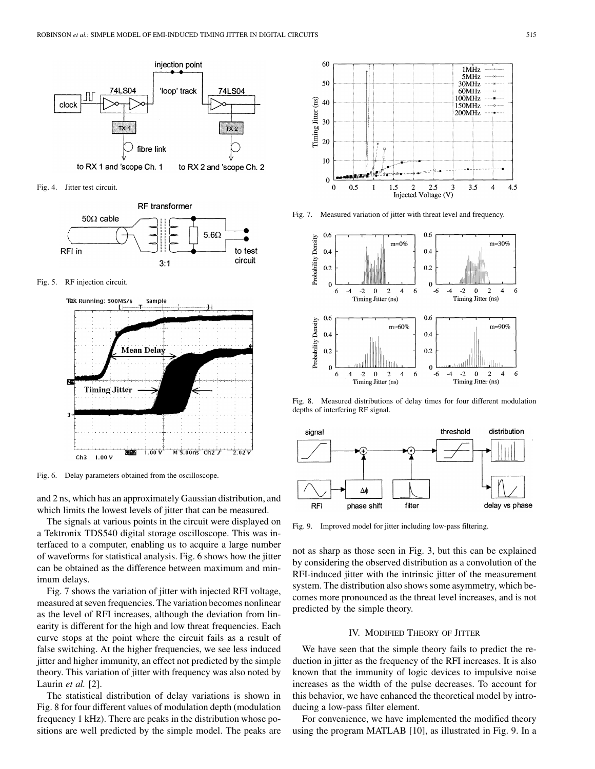Fig. 4. Jitter test circuit.

Fig. 5. RF injection circuit.

Fig. 6. Delay parameters obtained from the oscilloscope.

and 2 ns, which has an approximately Gaussian distribution, and which limits the lowest levels of jitter that can be measured.

The signals at various points in the circuit were displayed on a Tektronix TDS540 digital storage oscilloscope. This was interfaced to a computer, enabling us to acquire a large number of waveforms for statistical analysis. Fig. 6 shows how the jitter can be obtained as the difference between maximum and minimum delays.

Fig. 7 shows the variation of jitter with injected RFI voltage, measured at seven frequencies. The variation becomes nonlinear as the level of RFI increases, although the deviation from linearity is different for the high and low threat frequencies. Each curve stops at the point where the circuit fails as a result of false switching. At the higher frequencies, we see less induced jitter and higher immunity, an effect not predicted by the simple theory. This variation of jitter with frequency was also noted by Laurin *et al.* [2].

The statistical distribution of delay variations is shown in Fig. 8 for four different values of modulation depth (modulation frequency 1 kHz). There are peaks in the distribution whose positions are well predicted by the simple model. The peaks are not as sharp as those seen in Fig. 3, but this can be explained by considering the observed distribution as a convolution of the RFI-induced jitter with the intrinsic jitter of the measurement system. The distribution also shows some asymmetry, which becomes more pronounced as the threat level increases, and is not predicted by the simple theory.

Fig. 7. Measured variation of jitter with threat level and frequency.

Fig. 8. Measured distributions of delay times for four different modulation depths of interfering RF signal.

Fig. 9. Improved model for jitter including low-pass filtering.

## IV. Modified Theory of Jitter

We have seen that the simple theory fails to predict the reduction in jitter as the frequency of the RFI increases. It is also known that the immunity of logic devices to impulsive noise increases as the width of the pulse decreases. To account for this behavior, we have enhanced the theoretical model by introducing a low-pass filter element.

For convenience, we have implemented the modified theory using the program MATLAB [10], as illustrated in Fig. 9. In a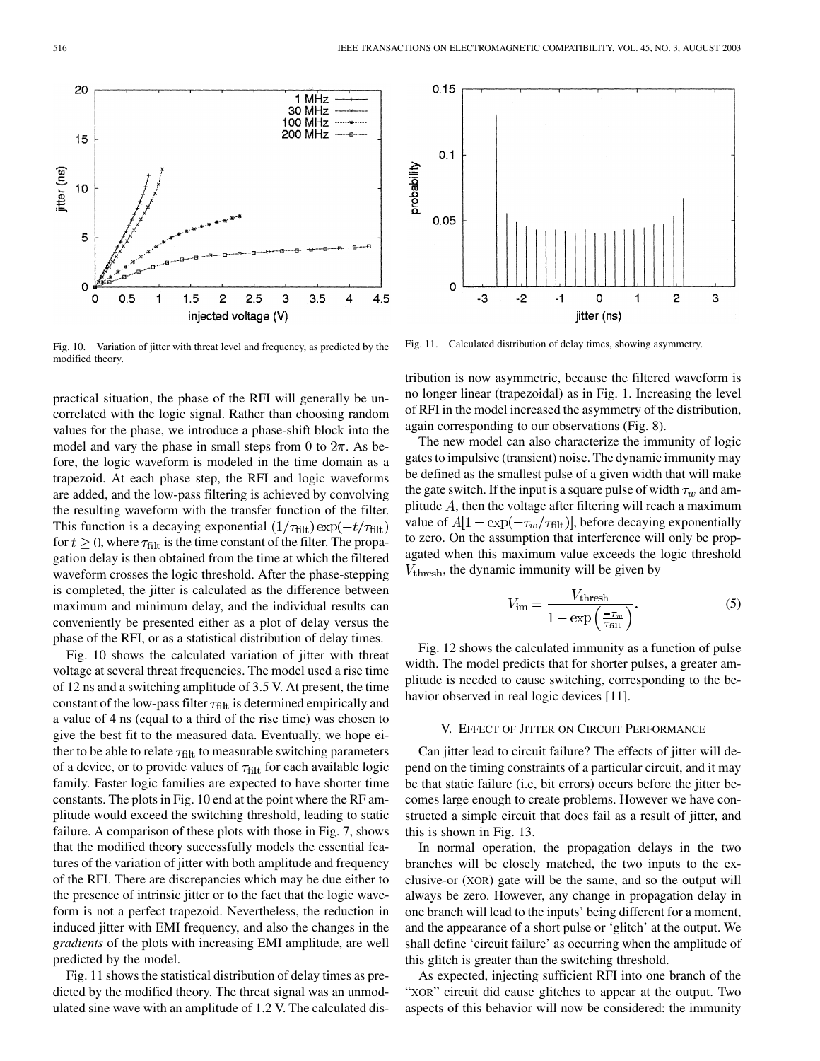Fig. 10. Variation of jitter with threat level and frequency, as predicted by the modified theory.

Fig. 11. Calculated distribution of delay times, showing asymmetry.

practical situation, the phase of the RFI will generally be uncorrelated with the logic signal. Rather than choosing random values for the phase, we introduce a phase-shift block into the model and vary the phase in small steps from 0 to $2\pi$. As before, the logic waveform is modeled in the time domain as a trapezoid. At each phase step, the RFI and logic waveforms are added, and the low-pass filtering is achieved by convolving the resulting waveform with the transfer function of the filter. This function is a decaying exponential $(1/\tau_{\text{filt}})\exp(-t/\tau_{\text{filt}})$ for $t \geq 0$, where $\tau_{\text{filt}}$ is the time constant of the filter. The propagation delay is then obtained from the time at which the filtered waveform crosses the logic threshold. After the phase-stepping is completed, the jitter is calculated as the difference between maximum and minimum delay, and the individual results can conveniently be presented either as a plot of delay versus the phase of the RFI, or as a statistical distribution of delay times.

Fig. 10 shows the calculated variation of jitter with threat voltage at several threat frequencies. The model used a rise time of 12 ns and a switching amplitude of 3.5 V. At present, the time constant of the low-pass filter $\tau_{\text{filt}}$ is determined empirically and a value of 4 ns (equal to a third of the rise time) was chosen to give the best fit to the measured data. Eventually, we hope either to be able to relate $\tau_{\text{filt}}$ to measurable switching parameters of a device, or to provide values of $\tau_{\text{filt}}$ for each available logic family. Faster logic families are expected to have shorter time constants. The plots in Fig. 10 end at the point where the RF amplitude would exceed the switching threshold, leading to static failure. A comparison of these plots with those in Fig. 7, shows that the modified theory successfully models the essential features of the variation of jitter with both amplitude and frequency of the RFI. There are discrepancies which may be due either to the presence of intrinsic jitter or to the fact that the logic waveform is not a perfect trapezoid. Nevertheless, the reduction in induced jitter with EMI frequency, and also the changes in the *gradients* of the plots with increasing EMI amplitude, are well predicted by the model.

Fig. 11 shows the statistical distribution of delay times as predicted by the modified theory. The threat signal was an unmodulated sine wave with an amplitude of 1.2 V. The calculated distribution is now asymmetric, because the filtered waveform is no longer linear (trapezoidal) as in Fig. 1. Increasing the level of RFI in the model increased the asymmetry of the distribution, again corresponding to our observations (Fig. 8).

The new model can also characterize the immunity of logic gates to impulsive (transient) noise. The dynamic immunity may be defined as the smallest pulse of a given width that will make the gate switch. If the input is a square pulse of width $\tau_w$ and amplitude $A$, then the voltage after filtering will reach a maximum value of $A[1 - \exp(-\tau_w/\tau_{\text{filt}})]$, before decaying exponentially to zero. On the assumption that interference will only be propagated when this maximum value exceeds the logic threshold $V_{\text{thresh}}$, the dynamic immunity will be given by

$$V_{\text{im}} = \frac{V_{\text{thresh}}}{1 - \exp\left(\frac{-\tau_w}{\tau_{\text{filt}}}\right)}. \tag{5}$$

Fig. 12 shows the calculated immunity as a function of pulse width. The model predicts that for shorter pulses, a greater amplitude is needed to cause switching, corresponding to the behavior observed in real logic devices [11].

## V. Effect of Jitter on Circuit Performance

Can jitter lead to circuit failure? The effects of jitter will depend on the timing constraints of a particular circuit, and it may be that static failure (i.e, bit errors) occurs before the jitter becomes large enough to create problems. However we have constructed a simple circuit that does fail as a result of jitter, and this is shown in Fig. 13.

In normal operation, the propagation delays in the two branches will be closely matched, the two inputs to the exclusive-or (XOR) gate will be the same, and so the output will always be zero. However, any change in propagation delay in one branch will lead to the inputs' being different for a moment, and the appearance of a short pulse or 'glitch' at the output. We shall define 'circuit failure' as occurring when the amplitude of this glitch is greater than the switching threshold.

As expected, injecting sufficient RFI into one branch of the "XOR" circuit did cause glitches to appear at the output. Two aspects of this behavior will now be considered: the immunity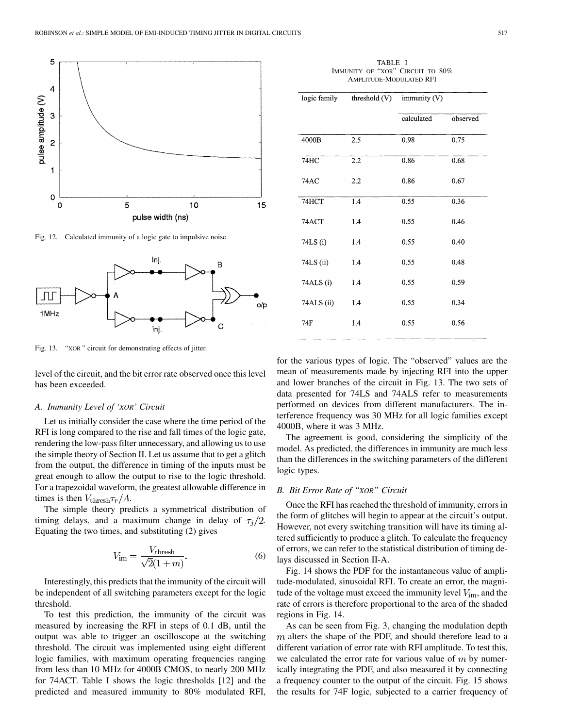Fig. 12. Calculated immunity of a logic gate to impulsive noise.

Fig. 13. "XOR" circuit for demonstrating effects of jitter.

level of the circuit, and the bit error rate observed once this level has been exceeded.

### A. Immunity Level of 'XOR' Circuit

Let us initially consider the case where the time period of the RFI is long compared to the rise and fall times of the logic gate, rendering the low-pass filter unnecessary, and allowing us to use the simple theory of Section II. Let us assume that to get a glitch from the output, the difference in timing of the inputs must be great enough to allow the output to rise to the logic threshold. For a trapezoidal waveform, the greatest allowable difference in times is then $V_{\text{thresh}}\tau_r/A$.

The simple theory predicts a symmetrical distribution of timing delays, and a maximum change in delay of $\tau_j/2$. Equating the two times, and substituting (2) gives

$$V_{\text{im}} = \frac{V_{\text{thresh}}}{\sqrt{2}(1+m)}. \tag{6}$$

Interestingly, this predicts that the immunity of the circuit will be independent of all switching parameters except for the logic threshold.

To test this prediction, the immunity of the circuit was measured by increasing the RFI in steps of 0.1 dB, until the output was able to trigger an oscilloscope at the switching threshold. The circuit was implemented using eight different logic families, with maximum operating frequencies ranging from less than 10 MHz for 4000B CMOS, to nearly 200 MHz for 74ACT. Table I shows the logic thresholds [12] and the predicted and measured immunity to 80% modulated RFI, for the various types of logic. The "observed" values are the mean of measurements made by injecting RFI into the upper and lower branches of the circuit in Fig. 13. The two sets of data presented for 74LS and 74ALS refer to measurements performed on devices from different manufacturers. The interference frequency was 30 MHz for all logic families except 4000B, where it was 3 MHz.

TABLE I
IMMUNITY OF "XOR" CIRCUIT TO 80% AMPLITUDE-MODULATED RFI

| logic family | threshold (V) | immunity (V) | |
|---|---|---|---|
| | | calculated | observed |
| 4000B | 2.5 | 0.98 | 0.75 |
| 74HC | 2.2 | 0.86 | 0.68 |
| 74AC | 2.2 | 0.86 | 0.67 |
| 74HCT | 1.4 | 0.55 | 0.36 |
| 74ACT | 1.4 | 0.55 | 0.46 |
| 74LS (i) | 1.4 | 0.55 | 0.40 |
| 74LS (ii) | 1.4 | 0.55 | 0.48 |
| 74ALS (i) | 1.4 | 0.55 | 0.59 |
| 74ALS (ii) | 1.4 | 0.55 | 0.34 |
| 74F | 1.4 | 0.55 | 0.56 |

The agreement is good, considering the simplicity of the model. As predicted, the differences in immunity are much less than the differences in the switching parameters of the different logic types.

### B. Bit Error Rate of "XOR" Circuit

Once the RFI has reached the threshold of immunity, errors in the form of glitches will begin to appear at the circuit's output. However, not every switching transition will have its timing altered sufficiently to produce a glitch. To calculate the frequency of errors, we can refer to the statistical distribution of timing delays discussed in Section II-A.

Fig. 14 shows the PDF for the instantaneous value of amplitude-modulated, sinusoidal RFI. To create an error, the magnitude of the voltage must exceed the immunity level $V_{\text{im}}$, and the rate of errors is therefore proportional to the area of the shaded regions in Fig. 14.

As can be seen from Fig. 3, changing the modulation depth $m$ alters the shape of the PDF, and should therefore lead to a different variation of error rate with RFI amplitude. To test this, we calculated the error rate for various value of $m$ by numerically integrating the PDF, and also measured it by connecting a frequency counter to the output of the circuit. Fig. 15 shows the results for 74F logic, subjected to a carrier frequency of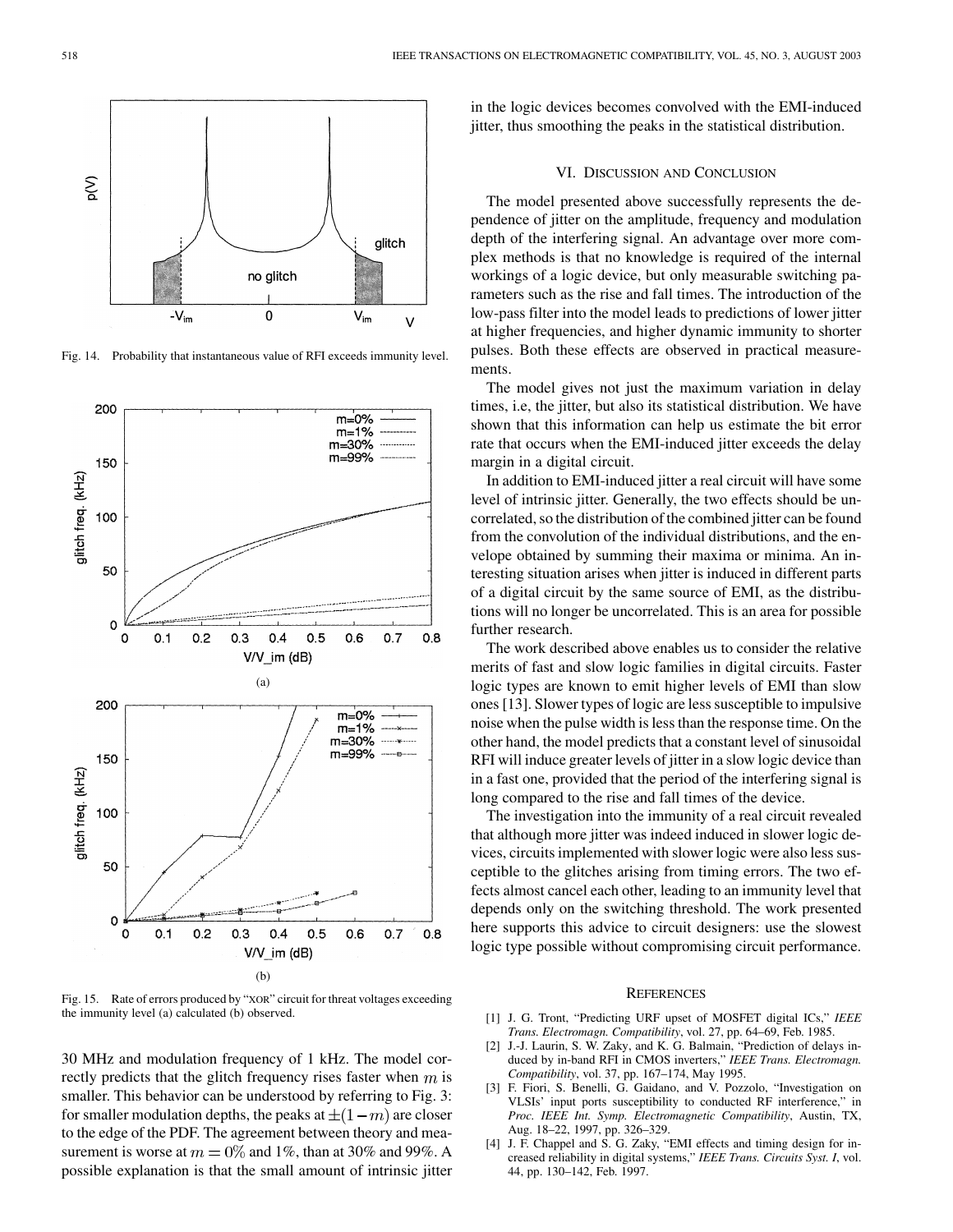Fig. 14. Probability that instantaneous value of RFI exceeds immunity level.

(a)

(b)

Fig. 15. Rate of errors produced by "XOR" circuit for threat voltages exceeding the immunity level (a) calculated (b) observed.

30 MHz and modulation frequency of 1 kHz. The model correctly predicts that the glitch frequency rises faster when $m$ is smaller. This behavior can be understood by referring to Fig. 3: for smaller modulation depths, the peaks at $\pm(1-m)$ are closer to the edge of the PDF. The agreement between theory and measurement is worse at $m = 0\%$ and $1\%$, than at 30% and 99%. A possible explanation is that the small amount of intrinsic jitter in the logic devices becomes convolved with the EMI-induced jitter, thus smoothing the peaks in the statistical distribution.

## VI. Discussion and Conclusion

The model presented above successfully represents the dependence of jitter on the amplitude, frequency and modulation depth of the interfering signal. An advantage over more complex methods is that no knowledge is required of the internal workings of a logic device, but only measurable switching parameters such as the rise and fall times. The introduction of the low-pass filter into the model leads to predictions of lower jitter at higher frequencies, and higher dynamic immunity to shorter pulses. Both these effects are observed in practical measurements.

The model gives not just the maximum variation in delay times, i.e, the jitter, but also its statistical distribution. We have shown that this information can help us estimate the bit error rate that occurs when the EMI-induced jitter exceeds the delay margin in a digital circuit.

In addition to EMI-induced jitter a real circuit will have some level of intrinsic jitter. Generally, the two effects should be uncorrelated, so the distribution of the combined jitter can be found from the convolution of the individual distributions, and the envelope obtained by summing their maxima or minima. An interesting situation arises when jitter is induced in different parts of a digital circuit by the same source of EMI, as the distributions will no longer be uncorrelated. This is an area for possible further research.

The work described above enables us to consider the relative merits of fast and slow logic families in digital circuits. Faster logic types are known to emit higher levels of EMI than slow ones [13]. Slower types of logic are less susceptible to impulsive noise when the pulse width is less than the response time. On the other hand, the model predicts that a constant level of sinusoidal RFI will induce greater levels of jitter in a slow logic device than in a fast one, provided that the period of the interfering signal is long compared to the rise and fall times of the device.

The investigation into the immunity of a real circuit revealed that although more jitter was indeed induced in slower logic devices, circuits implemented with slower logic were also less susceptible to the glitches arising from timing errors. The two effects almost cancel each other, leading to an immunity level that depends only on the switching threshold. The work presented here supports this advice to circuit designers: use the slowest logic type possible without compromising circuit performance.

## References

[1] J. G. Tront, "Predicting URF upset of MOSFET digital ICs," *IEEE Trans. Electromagn. Compatibility*, vol. 27, pp. 64–69, Feb. 1985.

[2] J.-J. Laurin, S. W. Zaky, and K. G. Balmain, "Prediction of delays induced by in-band RFI in CMOS inverters," *IEEE Trans. Electromagn. Compatibility*, vol. 37, pp. 167–174, May 1995.

[3] F. Fiori, S. Benelli, G. Gaidano, and V. Pozzolo, "Investigation on VLSIs' input ports susceptibility to conducted RF interference," in *Proc. IEEE Int. Symp. Electromagnetic Compatibility*, Austin, TX, Aug. 18–22, 1997, pp. 326–329.

[4] J. F. Chappel and S. G. Zaky, "EMI effects and timing design for increased reliability in digital systems," *IEEE Trans. Circuits Syst. I*, vol. 44, pp. 130–142, Feb. 1997.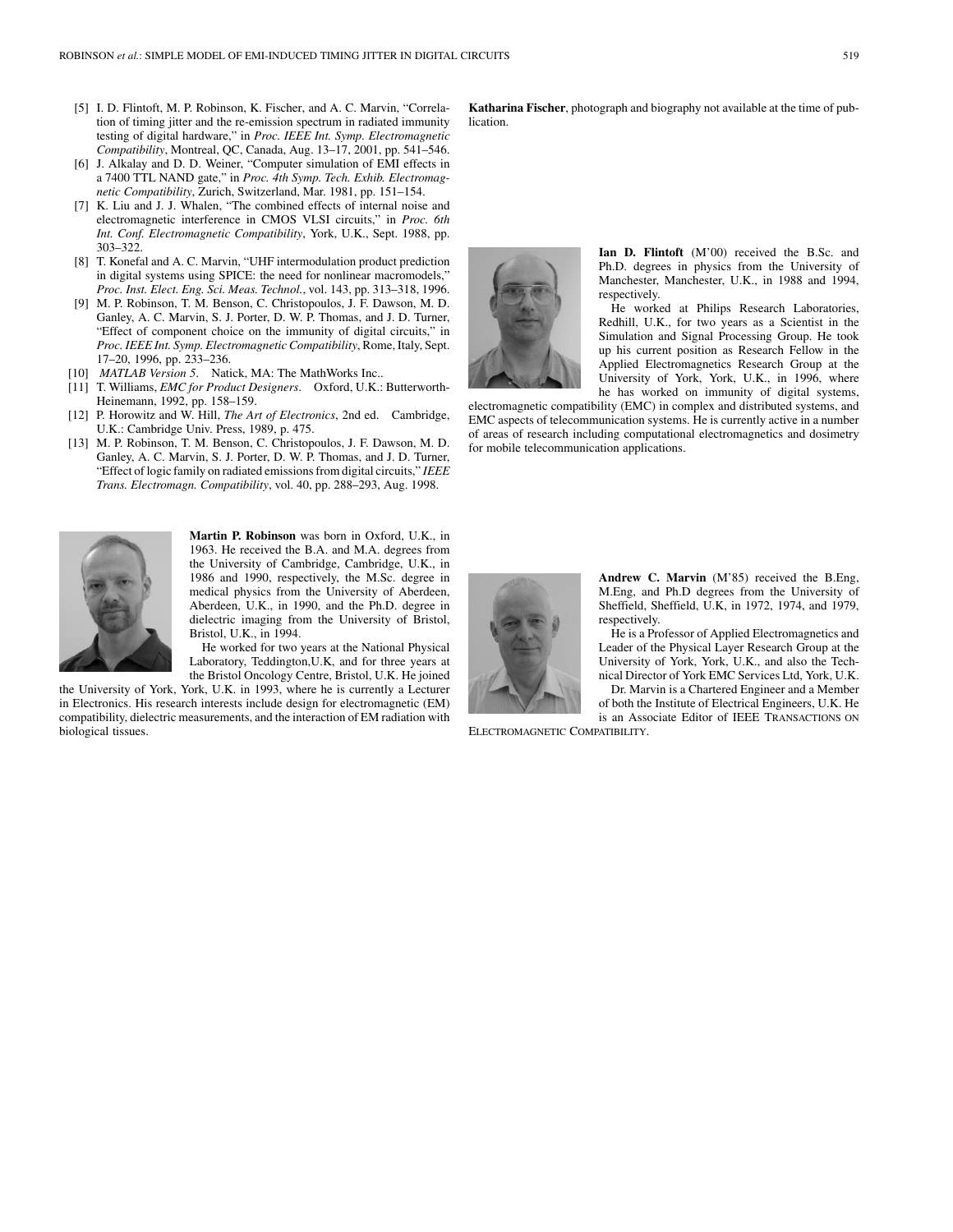[5] I. D. Flintoft, M. P. Robinson, K. Fischer, and A. C. Marvin, "Correlation of timing jitter and the re-emission spectrum in radiated immunity testing of digital hardware," in *Proc. IEEE Int. Symp. Electromagnetic Compatibility*, Montreal, QC, Canada, Aug. 13–17, 2001, pp. 541–546.

[6] J. Alkalay and D. D. Weiner, "Computer simulation of EMI effects in a 7400 TTL NAND gate," in *Proc. 4th Symp. Tech. Exhib. Electromagnetic Compatibility*, Zurich, Switzerland, Mar. 1981, pp. 151–154.

[7] K. Liu and J. J. Whalen, "The combined effects of internal noise and electromagnetic interference in CMOS VLSI circuits," in *Proc. 6th Int. Conf. Electromagnetic Compatibility*, York, U.K., Sept. 1988, pp. 303–322.

[8] T. Konefal and A. C. Marvin, "UHF intermodulation product prediction in digital systems using SPICE: the need for nonlinear macromodels," *Proc. Inst. Elect. Eng. Sci. Meas. Technol.*, vol. 143, pp. 313–318, 1996.

[9] M. P. Robinson, T. M. Benson, C. Christopoulos, J. F. Dawson, M. D. Ganley, A. C. Marvin, S. J. Porter, D. W. P. Thomas, and J. D. Turner, "Effect of component choice on the immunity of digital circuits," in *Proc. IEEE Int. Symp. Electromagnetic Compatibility*, Rome, Italy, Sept. 17–20, 1996, pp. 233–236.

[10] *MATLAB Version 5*. Natick, MA: The MathWorks Inc..

[11] T. Williams, *EMC for Product Designers*. Oxford, U.K.: Butterworth-Heinemann, 1992, pp. 158–159.

[12] P. Horowitz and W. Hill, *The Art of Electronics*, 2nd ed. Cambridge, U.K.: Cambridge Univ. Press, 1989, p. 475.

[13] M. P. Robinson, T. M. Benson, C. Christopoulos, J. F. Dawson, M. D. Ganley, A. C. Marvin, S. J. Porter, D. W. P. Thomas, and J. D. Turner, "Effect of logic family on radiated emissions from digital circuits," *IEEE Trans. Electromagn. Compatibility*, vol. 40, pp. 288–293, Aug. 1998.

**Martin P. Robinson** was born in Oxford, U.K., in 1963. He received the B.A. and M.A. degrees from the University of Cambridge, Cambridge, U.K., in 1986 and 1990, respectively, the M.Sc. degree in medical physics from the University of Aberdeen, Aberdeen, U.K., in 1990, and the Ph.D. degree in dielectric imaging from the University of Bristol, Bristol, U.K., in 1994.

He worked for two years at the National Physical Laboratory, Teddington,U.K, and for three years at the Bristol Oncology Centre, Bristol, U.K. He joined the University of York, York, U.K. in 1993, where he is currently a Lecturer in Electronics. His research interests include design for electromagnetic (EM) compatibility, dielectric measurements, and the interaction of EM radiation with biological tissues.

**Katharina Fischer**, photograph and biography not available at the time of publication.

**Ian D. Flintoft** (M'00) received the B.Sc. and Ph.D. degrees in physics from the University of Manchester, Manchester, U.K., in 1988 and 1994, respectively.

He worked at Philips Research Laboratories, Redhill, U.K., for two years as a Scientist in the Simulation and Signal Processing Group. He took up his current position as Research Fellow in the Applied Electromagnetics Research Group at the University of York, York, U.K., in 1996, where he has worked on immunity of digital systems, electromagnetic compatibility (EMC) in complex and distributed systems, and EMC aspects of telecommunication systems. He is currently active in a number of areas of research including computational electromagnetics and dosimetry for mobile telecommunication applications.

**Andrew C. Marvin** (M'85) received the B.Eng, M.Eng, and Ph.D degrees from the University of Sheffield, Sheffield, U.K, in 1972, 1974, and 1979, respectively.

He is a Professor of Applied Electromagnetics and Leader of the Physical Layer Research Group at the University of York, York, U.K., and also the Technical Director of York EMC Services Ltd, York, U.K.

Dr. Marvin is a Chartered Engineer and a Member of both the Institute of Electrical Engineers, U.K. He is an Associate Editor of IEEE TRANSACTIONS ON ELECTROMAGNETIC COMPATIBILITY.